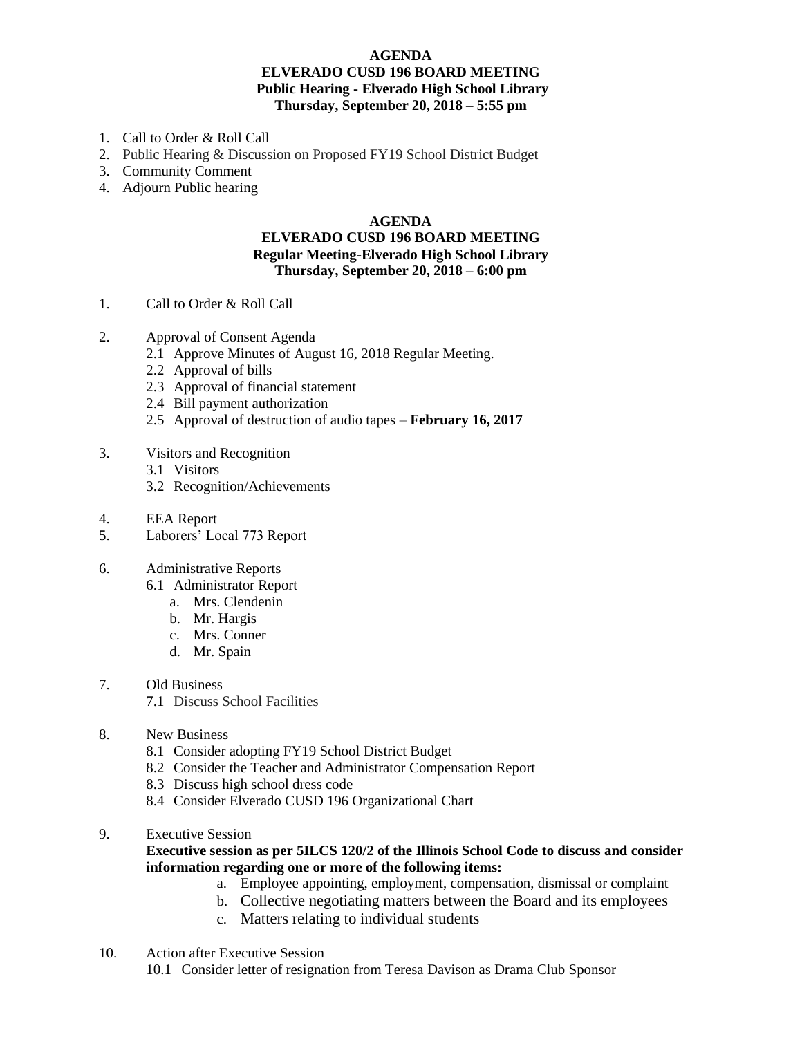**AGENDA**
**ELVERADO CUSD 196 BOARD MEETING**
**Public Hearing - Elverado High School Library**
**Thursday, September 20, 2018 – 5:55 pm**

1. Call to Order & Roll Call
2. Public Hearing & Discussion on Proposed FY19 School District Budget
3. Community Comment
4. Adjourn Public hearing

**AGENDA**
**ELVERADO CUSD 196 BOARD MEETING**
**Regular Meeting-Elverado High School Library**
**Thursday, September 20, 2018 – 6:00 pm**

1. Call to Order & Roll Call

2. Approval of Consent Agenda
   - 2.1 Approve Minutes of August 16, 2018 Regular Meeting.
   - 2.2 Approval of bills
   - 2.3 Approval of financial statement
   - 2.4 Bill payment authorization
   - 2.5 Approval of destruction of audio tapes – **February 16, 2017**

3. Visitors and Recognition
   - 3.1 Visitors
   - 3.2 Recognition/Achievements

4. EEA Report
5. Laborers' Local 773 Report

6. Administrative Reports
   - 6.1 Administrator Report
     - a. Mrs. Clendenin
     - b. Mr. Hargis
     - c. Mrs. Conner
     - d. Mr. Spain

7. Old Business
   - 7.1 Discuss School Facilities

8. New Business
   - 8.1 Consider adopting FY19 School District Budget
   - 8.2 Consider the Teacher and Administrator Compensation Report
   - 8.3 Discuss high school dress code
   - 8.4 Consider Elverado CUSD 196 Organizational Chart

9. Executive Session

   **Executive session as per 5ILCS 120/2 of the Illinois School Code to discuss and consider information regarding one or more of the following items:**
   - a. Employee appointing, employment, compensation, dismissal or complaint
   - b. Collective negotiating matters between the Board and its employees
   - c. Matters relating to individual students

10. Action after Executive Session
    - 10.1 Consider letter of resignation from Teresa Davison as Drama Club Sponsor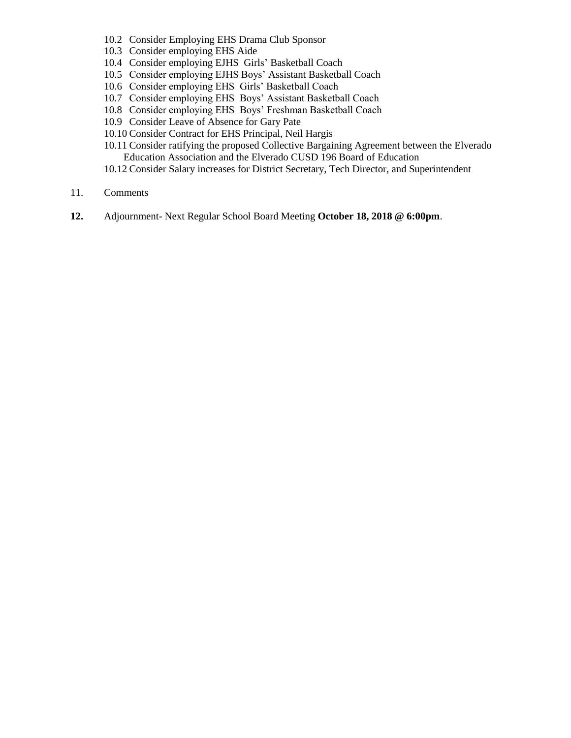10.2 Consider Employing EHS Drama Club Sponsor
10.3 Consider employing EHS Aide
10.4 Consider employing EJHS Girls' Basketball Coach
10.5 Consider employing EJHS Boys' Assistant Basketball Coach
10.6 Consider employing EHS Girls' Basketball Coach
10.7 Consider employing EHS Boys' Assistant Basketball Coach
10.8 Consider employing EHS Boys' Freshman Basketball Coach
10.9 Consider Leave of Absence for Gary Pate
10.10 Consider Contract for EHS Principal, Neil Hargis
10.11 Consider ratifying the proposed Collective Bargaining Agreement between the Elverado Education Association and the Elverado CUSD 196 Board of Education
10.12 Consider Salary increases for District Secretary, Tech Director, and Superintendent

11. Comments

**12.** Adjournment- Next Regular School Board Meeting **October 18, 2018 @ 6:00pm**.